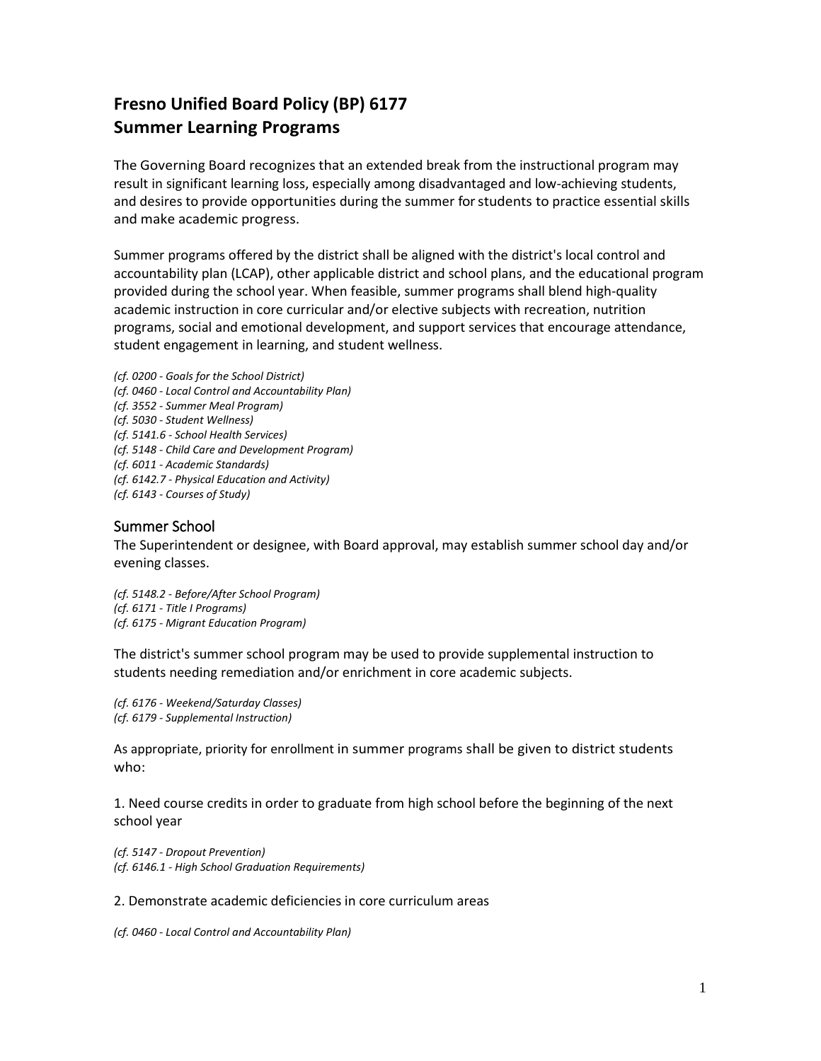# Fresno Unified Board Policy (BP) 6177
# Summer Learning Programs

The Governing Board recognizes that an extended break from the instructional program may result in significant learning loss, especially among disadvantaged and low-achieving students, and desires to provide opportunities during the summer for students to practice essential skills and make academic progress.

Summer programs offered by the district shall be aligned with the district's local control and accountability plan (LCAP), other applicable district and school plans, and the educational program provided during the school year. When feasible, summer programs shall blend high-quality academic instruction in core curricular and/or elective subjects with recreation, nutrition programs, social and emotional development, and support services that encourage attendance, student engagement in learning, and student wellness.

*(cf. 0200 - Goals for the School District)*
*(cf. 0460 - Local Control and Accountability Plan)*
*(cf. 3552 - Summer Meal Program)*
*(cf. 5030 - Student Wellness)*
*(cf. 5141.6 - School Health Services)*
*(cf. 5148 - Child Care and Development Program)*
*(cf. 6011 - Academic Standards)*
*(cf. 6142.7 - Physical Education and Activity)*
*(cf. 6143 - Courses of Study)*

## Summer School

The Superintendent or designee, with Board approval, may establish summer school day and/or evening classes.

*(cf. 5148.2 - Before/After School Program)*
*(cf. 6171 - Title I Programs)*
*(cf. 6175 - Migrant Education Program)*

The district's summer school program may be used to provide supplemental instruction to students needing remediation and/or enrichment in core academic subjects.

*(cf. 6176 - Weekend/Saturday Classes)*
*(cf. 6179 - Supplemental Instruction)*

As appropriate, priority for enrollment in summer programs shall be given to district students who:

1. Need course credits in order to graduate from high school before the beginning of the next school year

*(cf. 5147 - Dropout Prevention)*
*(cf. 6146.1 - High School Graduation Requirements)*

2. Demonstrate academic deficiencies in core curriculum areas

*(cf. 0460 - Local Control and Accountability Plan)*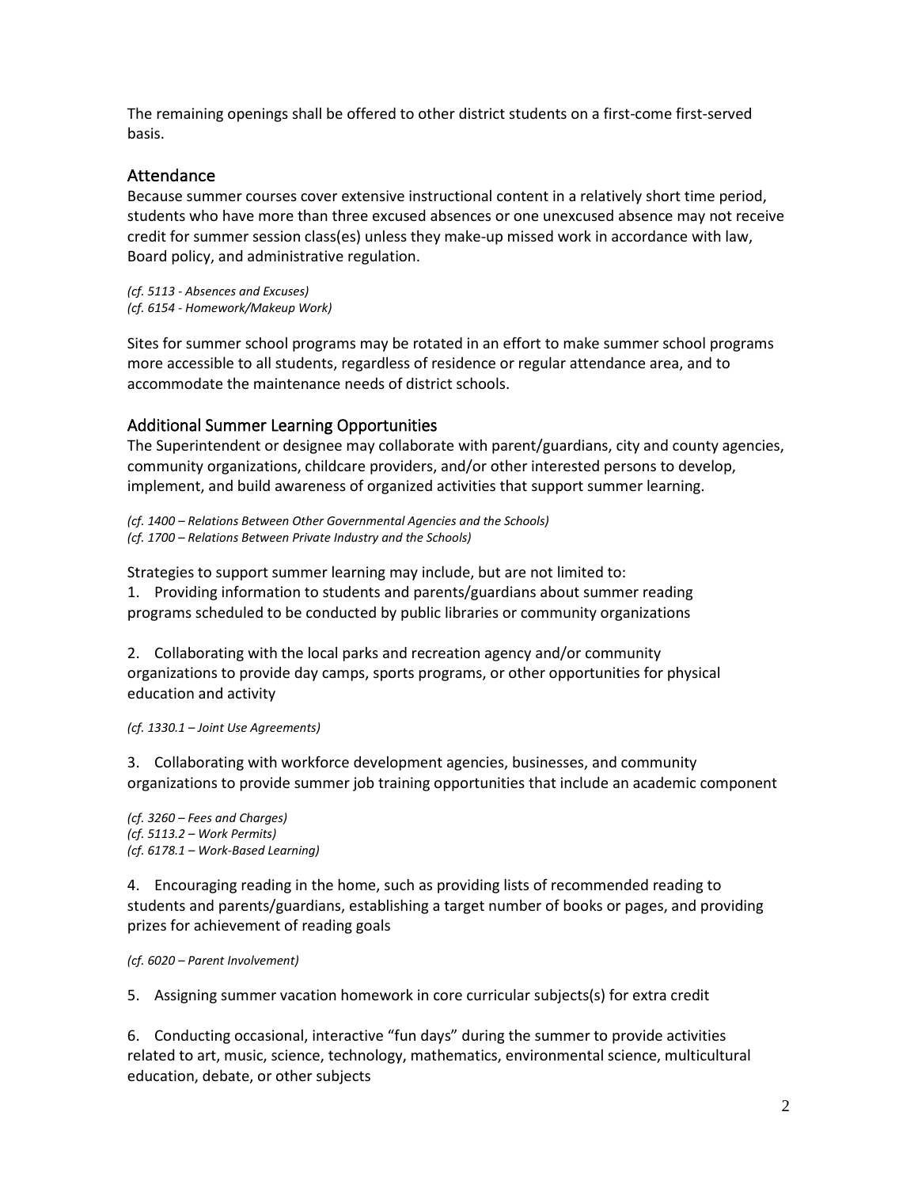The remaining openings shall be offered to other district students on a first-come first-served basis.

## Attendance

Because summer courses cover extensive instructional content in a relatively short time period, students who have more than three excused absences or one unexcused absence may not receive credit for summer session class(es) unless they make-up missed work in accordance with law, Board policy, and administrative regulation.

*(cf. 5113 - Absences and Excuses)*
*(cf. 6154 - Homework/Makeup Work)*

Sites for summer school programs may be rotated in an effort to make summer school programs more accessible to all students, regardless of residence or regular attendance area, and to accommodate the maintenance needs of district schools.

## Additional Summer Learning Opportunities

The Superintendent or designee may collaborate with parent/guardians, city and county agencies, community organizations, childcare providers, and/or other interested persons to develop, implement, and build awareness of organized activities that support summer learning.

*(cf. 1400 – Relations Between Other Governmental Agencies and the Schools)*
*(cf. 1700 – Relations Between Private Industry and the Schools)*

Strategies to support summer learning may include, but are not limited to:

1. Providing information to students and parents/guardians about summer reading programs scheduled to be conducted by public libraries or community organizations

2. Collaborating with the local parks and recreation agency and/or community organizations to provide day camps, sports programs, or other opportunities for physical education and activity

*(cf. 1330.1 – Joint Use Agreements)*

3. Collaborating with workforce development agencies, businesses, and community organizations to provide summer job training opportunities that include an academic component

*(cf. 3260 – Fees and Charges)*
*(cf. 5113.2 – Work Permits)*
*(cf. 6178.1 – Work-Based Learning)*

4. Encouraging reading in the home, such as providing lists of recommended reading to students and parents/guardians, establishing a target number of books or pages, and providing prizes for achievement of reading goals

*(cf. 6020 – Parent Involvement)*

5. Assigning summer vacation homework in core curricular subjects(s) for extra credit

6. Conducting occasional, interactive "fun days" during the summer to provide activities related to art, music, science, technology, mathematics, environmental science, multicultural education, debate, or other subjects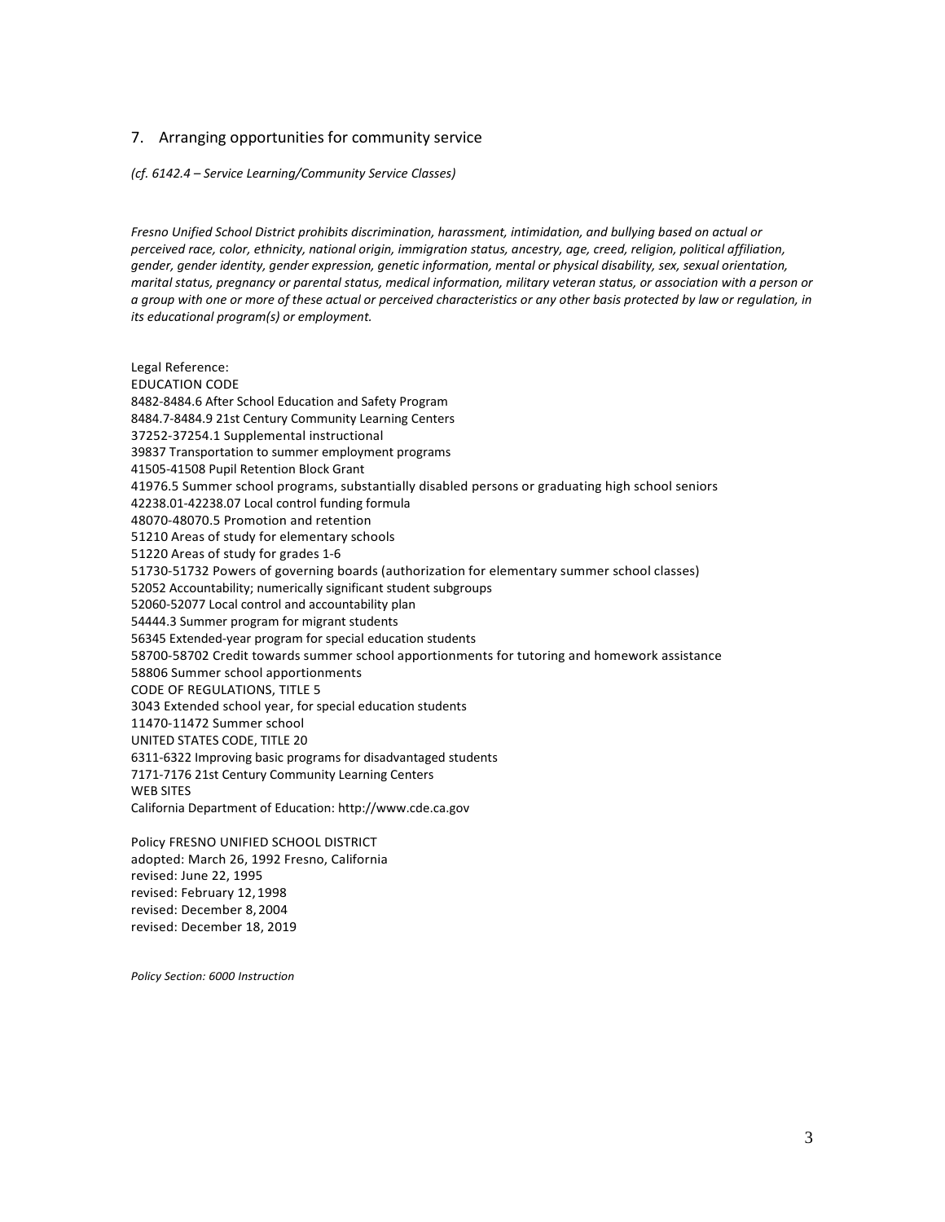7. Arranging opportunities for community service

*(cf. 6142.4 – Service Learning/Community Service Classes)*

*Fresno Unified School District prohibits discrimination, harassment, intimidation, and bullying based on actual or perceived race, color, ethnicity, national origin, immigration status, ancestry, age, creed, religion, political affiliation, gender, gender identity, gender expression, genetic information, mental or physical disability, sex, sexual orientation, marital status, pregnancy or parental status, medical information, military veteran status, or association with a person or a group with one or more of these actual or perceived characteristics or any other basis protected by law or regulation, in its educational program(s) or employment.*

Legal Reference:
EDUCATION CODE
8482-8484.6 After School Education and Safety Program
8484.7-8484.9 21st Century Community Learning Centers
37252-37254.1 Supplemental instructional
39837 Transportation to summer employment programs
41505-41508 Pupil Retention Block Grant
41976.5 Summer school programs, substantially disabled persons or graduating high school seniors
42238.01-42238.07 Local control funding formula
48070-48070.5 Promotion and retention
51210 Areas of study for elementary schools
51220 Areas of study for grades 1-6
51730-51732 Powers of governing boards (authorization for elementary summer school classes)
52052 Accountability; numerically significant student subgroups
52060-52077 Local control and accountability plan
54444.3 Summer program for migrant students
56345 Extended-year program for special education students
58700-58702 Credit towards summer school apportionments for tutoring and homework assistance
58806 Summer school apportionments
CODE OF REGULATIONS, TITLE 5
3043 Extended school year, for special education students
11470-11472 Summer school
UNITED STATES CODE, TITLE 20
6311-6322 Improving basic programs for disadvantaged students
7171-7176 21st Century Community Learning Centers
WEB SITES
California Department of Education: http://www.cde.ca.gov

Policy FRESNO UNIFIED SCHOOL DISTRICT
adopted: March 26, 1992 Fresno, California
revised: June 22, 1995
revised: February 12, 1998
revised: December 8, 2004
revised: December 18, 2019

*Policy Section: 6000 Instruction*